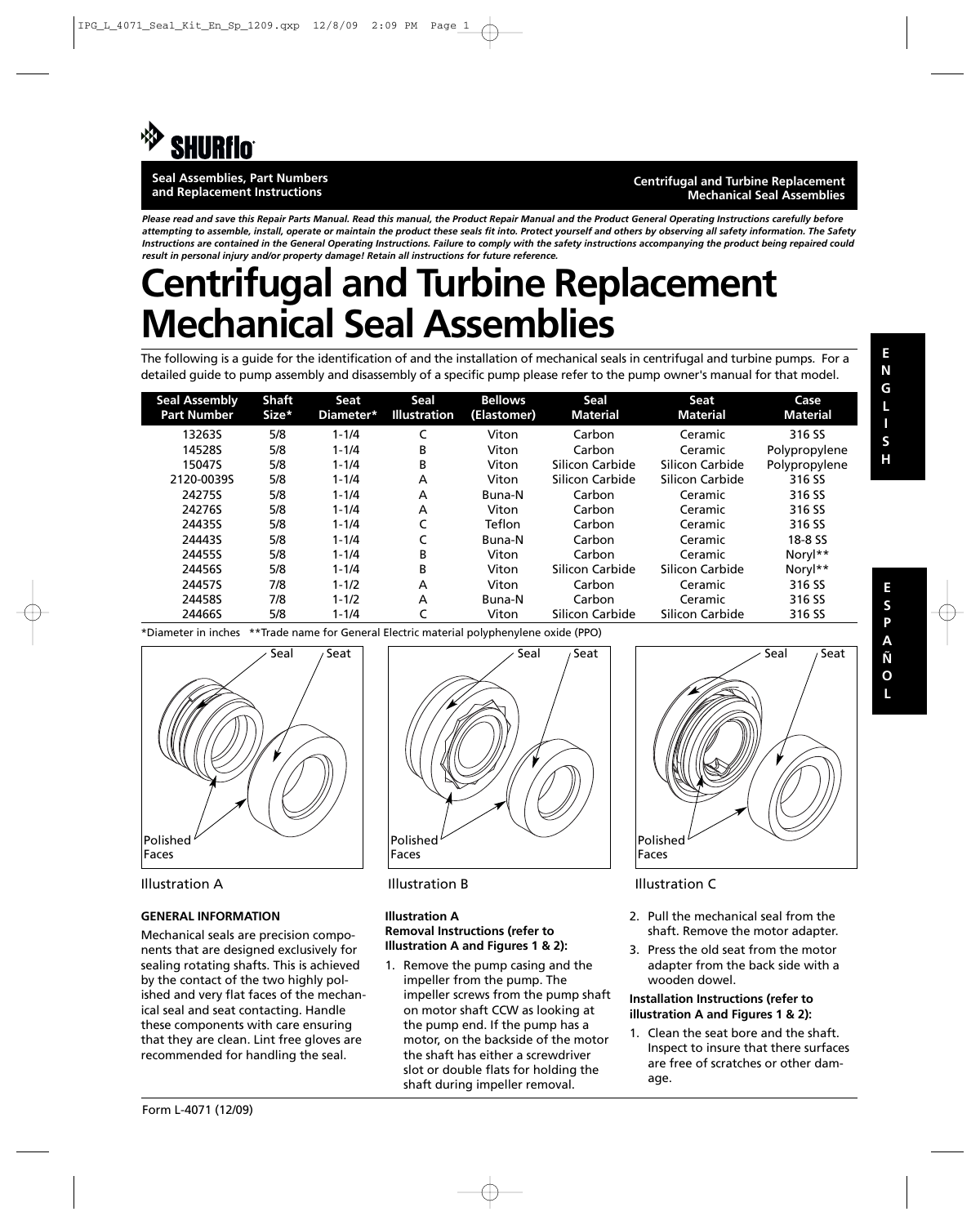SHURflo

**Seal Assemblies, Part Numbers and Replacement Instructions**

**Centrifugal and Turbine Replacement Mechanical Seal Assemblies**

***Please read and save this Repair Parts Manual. Read this manual, the Product Repair Manual and the Product General Operating Instructions carefully before attempting to assemble, install, operate or maintain the product these seals fit into. Protect yourself and others by observing all safety information. The Safety Instructions are contained in the General Operating Instructions. Failure to comply with the safety instructions accompanying the product being repaired could result in personal injury and/or property damage! Retain all instructions for future reference.***

# Centrifugal and Turbine Replacement Mechanical Seal Assemblies

The following is a guide for the identification of and the installation of mechanical seals in centrifugal and turbine pumps. For a detailed guide to pump assembly and disassembly of a specific pump please refer to the pump owner's manual for that model.

| Seal Assembly Part Number | Shaft Size* | Seat Diameter* | Seal Illustration | Bellows (Elastomer) | Seal Material | Seat Material | Case Material |
|---|---|---|---|---|---|---|---|
| 13263S | 5/8 | 1-1/4 | C | Viton | Carbon | Ceramic | 316 SS |
| 14528S | 5/8 | 1-1/4 | B | Viton | Carbon | Ceramic | Polypropylene |
| 15047S | 5/8 | 1-1/4 | B | Viton | Silicon Carbide | Silicon Carbide | Polypropylene |
| 2120-0039S | 5/8 | 1-1/4 | A | Viton | Silicon Carbide | Silicon Carbide | 316 SS |
| 24275S | 5/8 | 1-1/4 | A | Buna-N | Carbon | Ceramic | 316 SS |
| 24276S | 5/8 | 1-1/4 | A | Viton | Carbon | Ceramic | 316 SS |
| 24435S | 5/8 | 1-1/4 | C | Teflon | Carbon | Ceramic | 316 SS |
| 24443S | 5/8 | 1-1/4 | C | Buna-N | Carbon | Ceramic | 18-8 SS |
| 24455S | 5/8 | 1-1/4 | B | Viton | Carbon | Ceramic | Noryl** |
| 24456S | 5/8 | 1-1/4 | B | Viton | Silicon Carbide | Silicon Carbide | Noryl** |
| 24457S | 7/8 | 1-1/2 | A | Viton | Carbon | Ceramic | 316 SS |
| 24458S | 7/8 | 1-1/2 | A | Buna-N | Carbon | Ceramic | 316 SS |
| 24466S | 5/8 | 1-1/4 | C | Viton | Silicon Carbide | Silicon Carbide | 316 SS |

*Diameter in inches **Trade name for General Electric material polyphenylene oxide (PPO)

Seal / Seat / Polished Faces

Illustration A

Seal / Seat / Polished Faces

Illustration B

Seal / Seat / Polished Faces

Illustration C

**GENERAL INFORMATION**

Mechanical seals are precision components that are designed exclusively for sealing rotating shafts. This is achieved by the contact of the two highly polished and very flat faces of the mechanical seal and seat contacting. Handle these components with care ensuring that they are clean. Lint free gloves are recommended for handling the seal.

**Illustration A**
**Removal Instructions (refer to Illustration A and Figures 1 & 2):**

1. Remove the pump casing and the impeller from the pump. The impeller screws from the pump shaft on motor shaft CCW as looking at the pump end. If the pump has a motor, on the backside of the motor the shaft has either a screwdriver slot or double flats for holding the shaft during impeller removal.
2. Pull the mechanical seal from the shaft. Remove the motor adapter.
3. Press the old seat from the motor adapter from the back side with a wooden dowel.

**Installation Instructions (refer to illustration A and Figures 1 & 2):**

1. Clean the seat bore and the shaft. Inspect to insure that there surfaces are free of scratches or other damage.

Form L-4071 (12/09)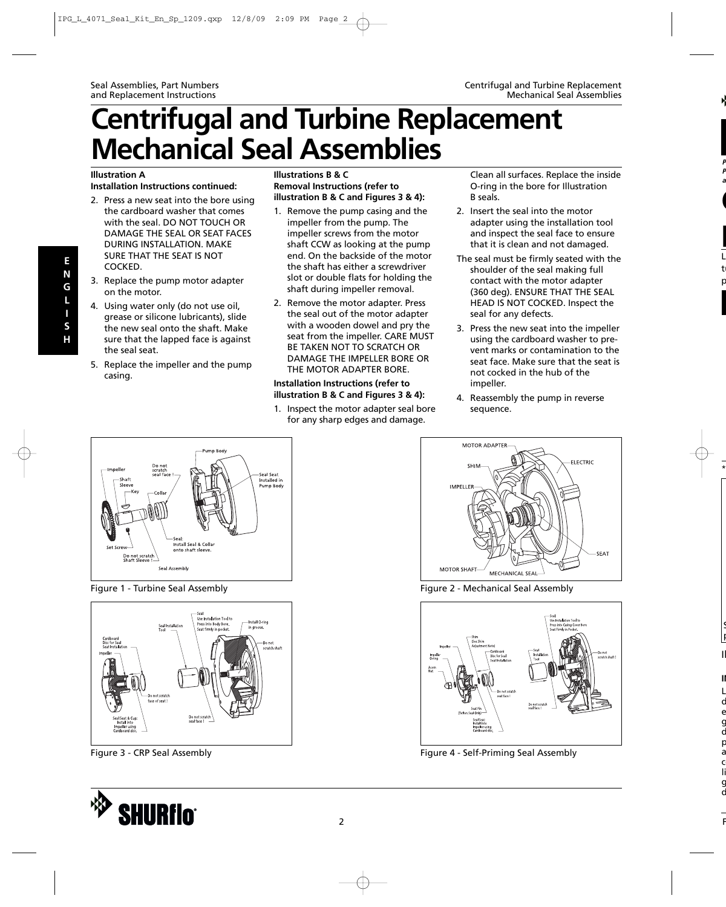# Centrifugal and Turbine Replacement Mechanical Seal Assemblies

**Illustration A**
**Installation Instructions continued:**

2. Press a new seat into the bore using the cardboard washer that comes with the seal. DO NOT TOUCH OR DAMAGE THE SEAL OR SEAT FACES DURING INSTALLATION. MAKE SURE THAT THE SEAT IS NOT COCKED.
3. Replace the pump motor adapter on the motor.
4. Using water only (do not use oil, grease or silicone lubricants), slide the new seal onto the shaft. Make sure that the lapped face is against the seal seat.
5. Replace the impeller and the pump casing.

**Illustrations B & C**
**Removal Instructions (refer to illustration B & C and Figures 3 & 4):**

1. Remove the pump casing and the impeller from the pump. The impeller screws from the motor shaft CCW as looking at the pump end. On the backside of the motor the shaft has either a screwdriver slot or double flats for holding the shaft during impeller removal.
2. Remove the motor adapter. Press the seal out of the motor adapter with a wooden dowel and pry the seat from the impeller. CARE MUST BE TAKEN NOT TO SCRATCH OR DAMAGE THE IMPELLER BORE OR THE MOTOR ADAPTER BORE.

**Installation Instructions (refer to illustration B & C and Figures 3 & 4):**

1. Inspect the motor adapter seal bore for any sharp edges and damage. Clean all surfaces. Replace the inside O-ring in the bore for Illustration B seals.
2. Insert the seal into the motor adapter using the installation tool and inspect the seal face to ensure that it is clean and not damaged.

The seal must be firmly seated with the shoulder of the seal making full contact with the motor adapter (360 deg). ENSURE THAT THE SEAL HEAD IS NOT COCKED. Inspect the seal for any defects.

3. Press the new seat into the impeller using the cardboard washer to prevent marks or contamination to the seat face. Make sure that the seat is not cocked in the hub of the impeller.
4. Reassembly the pump in reverse sequence.

Figure 1 - Turbine Seal Assembly

Figure 2 - Mechanical Seal Assembly

Figure 3 - CRP Seal Assembly

Figure 4 - Self-Priming Seal Assembly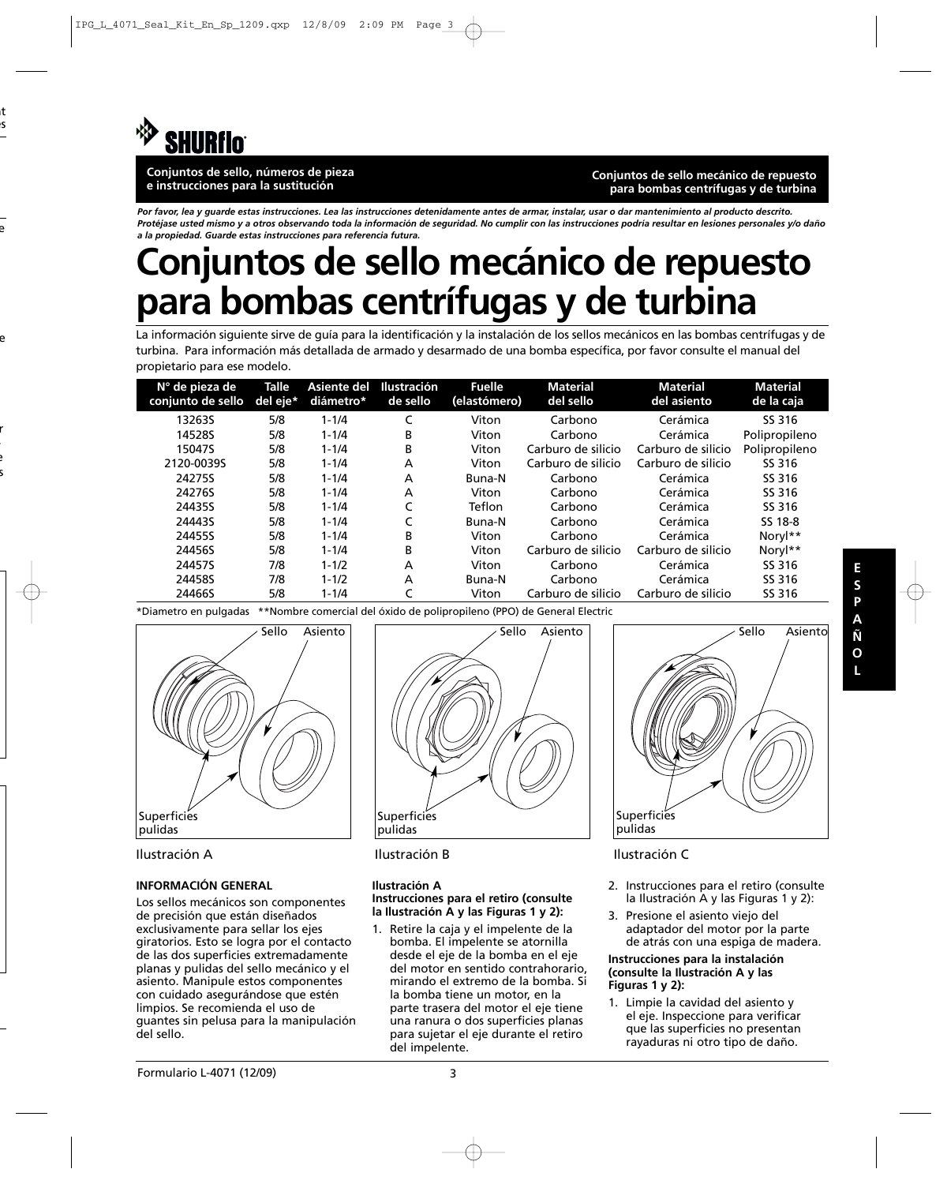**SHURflo**

**Conjuntos de sello, números de pieza e instrucciones para la sustitución**

**Conjuntos de sello mecánico de repuesto para bombas centrífugas y de turbina**

***Por favor, lea y guarde estas instrucciones. Lea las instrucciones detenidamente antes de armar, instalar, usar o dar mantenimiento al producto descrito. Protéjase usted mismo y a otros observando toda la información de seguridad. No cumplir con las instrucciones podría resultar en lesiones personales y/o daño a la propiedad. Guarde estas instrucciones para referencia futura.***

# Conjuntos de sello mecánico de repuesto para bombas centrífugas y de turbina

La información siguiente sirve de guía para la identificación y la instalación de los sellos mecánicos en las bombas centrífugas y de turbina. Para información más detallada de armado y desarmado de una bomba específica, por favor consulte el manual del propietario para ese modelo.

| N° de pieza de conjunto de sello | Talle del eje* | Asiente del diámetro* | Ilustración de sello | Fuelle (elastómero) | Material del sello | Material del asiento | Material de la caja |
|---|---|---|---|---|---|---|---|
| 13263S | 5/8 | 1-1/4 | C | Viton | Carbono | Cerámica | SS 316 |
| 14528S | 5/8 | 1-1/4 | B | Viton | Carbono | Cerámica | Polipropileno |
| 15047S | 5/8 | 1-1/4 | B | Viton | Carburo de silicio | Carburo de silicio | Polipropileno |
| 2120-0039S | 5/8 | 1-1/4 | A | Viton | Carburo de silicio | Carburo de silicio | SS 316 |
| 24275S | 5/8 | 1-1/4 | A | Buna-N | Carbono | Cerámica | SS 316 |
| 24276S | 5/8 | 1-1/4 | A | Viton | Carbono | Cerámica | SS 316 |
| 24435S | 5/8 | 1-1/4 | C | Teflon | Carbono | Cerámica | SS 316 |
| 24443S | 5/8 | 1-1/4 | C | Buna-N | Carbono | Cerámica | SS 18-8 |
| 24455S | 5/8 | 1-1/4 | B | Viton | Carbono | Cerámica | Noryl** |
| 24456S | 5/8 | 1-1/4 | B | Viton | Carburo de silicio | Carburo de silicio | Noryl** |
| 24457S | 7/8 | 1-1/2 | A | Viton | Carbono | Cerámica | SS 316 |
| 24458S | 7/8 | 1-1/2 | A | Buna-N | Carbono | Cerámica | SS 316 |
| 24466S | 5/8 | 1-1/4 | C | Viton | Carburo de silicio | Carburo de silicio | SS 316 |

*Diametro en pulgadas **Nombre comercial del óxido de polipropileno (PPO) de General Electric

Sello Asiento Superficies pulidas

Ilustración A

Sello Asiento Superficies pulidas

Ilustración B

Sello Asiento Superficies pulidas

Ilustración C

**INFORMACIÓN GENERAL**

Los sellos mecánicos son componentes de precisión que están diseñados exclusivamente para sellar los ejes giratorios. Esto se logra por el contacto de las dos superficies extremadamente planas y pulidas del sello mecánico y el asiento. Manipule estos componentes con cuidado asegurándose que estén limpios. Se recomienda el uso de guantes sin pelusa para la manipulación del sello.

**Ilustración A**
**Instrucciones para el retiro (consulte la Ilustración A y las Figuras 1 y 2):**

1. Retire la caja y el impelente de la bomba. El impelente se atornilla desde el eje de la bomba en el eje del motor en sentido contrahorario, mirando el extremo de la bomba. Si la bomba tiene un motor, en la parte trasera del motor el eje tiene una ranura o dos superficies planas para sujetar el eje durante el retiro del impelente.
2. Instrucciones para el retiro (consulte la Ilustración A y las Figuras 1 y 2):
3. Presione el asiento viejo del adaptador del motor por la parte de atrás con una espiga de madera.

**Instrucciones para la instalación (consulte la Ilustración A y las Figuras 1 y 2):**

1. Limpie la cavidad del asiento y el eje. Inspeccione para verificar que las superficies no presentan rayaduras ni otro tipo de daño.

Formulario L-4071 (12/09)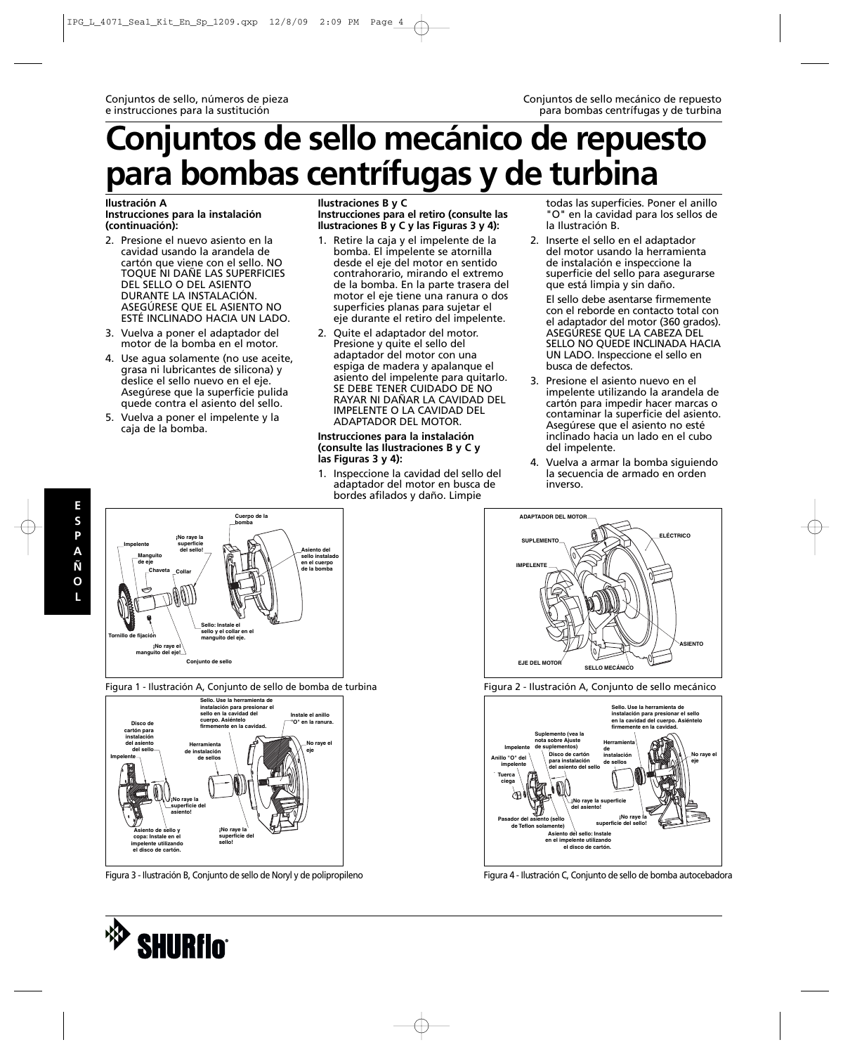# Conjuntos de sello mecánico de repuesto para bombas centrífugas y de turbina

**Ilustración A**
**Instrucciones para la instalación (continuación):**

2. Presione el nuevo asiento en la cavidad usando la arandela de cartón que viene con el sello. NO TOQUE NI DAÑE LAS SUPERFICIES DEL SELLO O DEL ASIENTO DURANTE LA INSTALACIÓN. ASEGÚRESE QUE EL ASIENTO NO ESTÉ INCLINADO HACIA UN LADO.
3. Vuelva a poner el adaptador del motor de la bomba en el motor.
4. Use agua solamente (no use aceite, grasa ni lubricantes de silicona) y deslice el sello nuevo en el eje. Asegúrese que la superficie pulida quede contra el asiento del sello.
5. Vuelva a poner el impelente y la caja de la bomba.

**Ilustraciones B y C**
**Instrucciones para el retiro (consulte las Ilustraciones B y C y las Figuras 3 y 4):**

1. Retire la caja y el impelente de la bomba. El impelente se atornilla desde el eje del motor en sentido contrahorario, mirando el extremo de la bomba. En la parte trasera del motor el eje tiene una ranura o dos superficies planas para sujetar el eje durante el retiro del impelente.
2. Quite el adaptador del motor. Presione y quite el sello del adaptador del motor con una espiga de madera y apalanque el asiento del impelente para quitarlo. SE DEBE TENER CUIDADO DE NO RAYAR NI DAÑAR LA CAVIDAD DEL IMPELENTE O LA CAVIDAD DEL ADAPTADOR DEL MOTOR.

**Instrucciones para la instalación (consulte las Ilustraciones B y C y las Figuras 3 y 4):**

1. Inspeccione la cavidad del sello del adaptador del motor en busca de bordes afilados y daño. Limpie todas las superficies. Poner el anillo "O" en la cavidad para los sellos de la Ilustración B.
2. Inserte el sello en el adaptador del motor usando la herramienta de instalación e inspeccione la superficie del sello para asegurarse que está limpia y sin daño.

   El sello debe asentarse firmemente con el reborde en contacto total con el adaptador del motor (360 grados). ASEGÚRESE QUE LA CABEZA DEL SELLO NO QUEDE INCLINADA HACIA UN LADO. Inspeccione el sello en busca de defectos.
3. Presione el asiento nuevo en el impelente utilizando la arandela de cartón para impedir hacer marcas o contaminar la superficie del asiento. Asegúrese que el asiento no esté inclinado hacia un lado en el cubo del impelente.
4. Vuelva a armar la bomba siguiendo la secuencia de armado en orden inverso.

Cuerpo de la bomba
¡No raye la superficie del sello!
Impelente
Manguito de eje
Chaveta
Collar
Asiento del sello instalado en el cuerpo de la bomba
Sello: Instale el sello y el collar en el manguito del eje.
Tornillo de fijación
¡No raye el manguito del eje!
Conjunto de sello

Figura 1 - Ilustración A, Conjunto de sello de bomba de turbina

ADAPTADOR DEL MOTOR
ELÉCTRICO
SUPLEMENTO
IMPELENTE
ASIENTO
EJE DEL MOTOR
SELLO MECÁNICO

Figura 2 - Ilustración A, Conjunto de sello mecánico

Sello. Use la herramienta de instalación para presionar el sello en la cavidad del cuerpo. Asiéntelo firmemente en la cavidad.
Instale el anillo "O" en la ranura.
Disco de cartón para instalación del asiento del sello
Impelente
Herramienta de instalación de sellos
No raye el eje
¡No raye la superficie del asiento!
Asiento de sello y copa: Instale en el impelente utilizando el disco de cartón.
¡No raye la superficie del sello!

Figura 3 - Ilustración B, Conjunto de sello de Noryl y de polipropileno

Sello. Use la herramienta de instalación para presionar el sello en la cavidad del cuerpo. Asiéntelo firmemente en la cavidad.
Suplemento (vea la nota sobre Ajuste de suplementos)
Impelente
Herramienta de instalación de sellos
Anillo "O" del impelente
Disco de cartón para instalación del asiento del sello
No raye el eje
Tuerca ciega
¡No raye la superficie del asiento!
¡No raye la superficie del sello!
Pasador del asiento (sello de Teflon solamente)
Asiento del sello: Instale en el impelente utilizando el disco de cartón.

Figura 4 - Ilustración C, Conjunto de sello de bomba autocebadora

SHURflo®